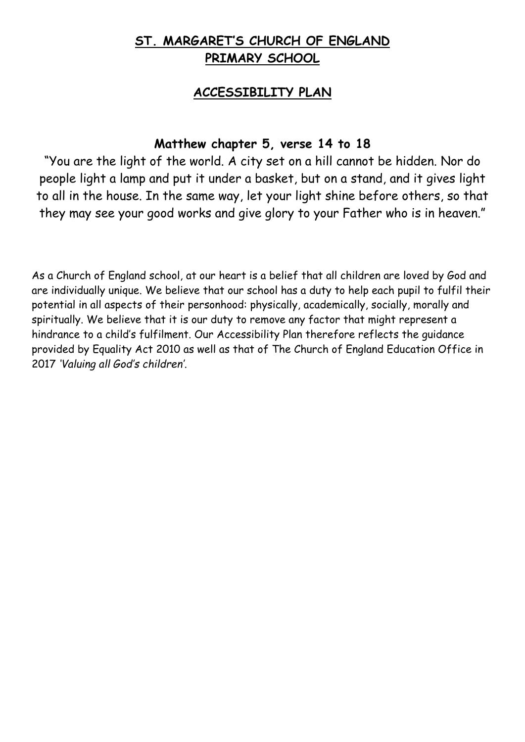# ST. MARGARET'S CHURCH OF ENGLAND PRIMARY SCHOOL

## ACCESSIBILITY PLAN

### Matthew chapter 5, verse 14 to 18

"You are the light of the world. A city set on a hill cannot be hidden. Nor do people light a lamp and put it under a basket, but on a stand, and it gives light to all in the house. In the same way, let your light shine before others, so that they may see your good works and give glory to your Father who is in heaven."

As a Church of England school, at our heart is a belief that all children are loved by God and are individually unique. We believe that our school has a duty to help each pupil to fulfil their potential in all aspects of their personhood: physically, academically, socially, morally and spiritually. We believe that it is our duty to remove any factor that might represent a hindrance to a child's fulfilment. Our Accessibility Plan therefore reflects the guidance provided by Equality Act 2010 as well as that of The Church of England Education Office in 2017 *'Valuing all God's children'*.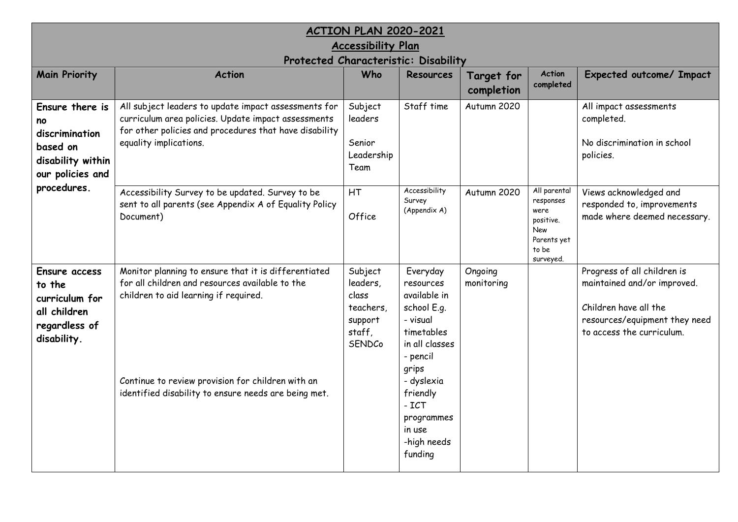## ACTION PLAN 2020-2021

## Accessibility Plan

### Protected Characteristic: Disability

| Main Priority | Action | Who | Resources | Target for completion | Action completed | Expected outcome/ Impact |
|---|---|---|---|---|---|---|
| **Ensure there is no discrimination based on disability within our policies and procedures.** | All subject leaders to update impact assessments for curriculum area policies. Update impact assessments for other policies and procedures that have disability equality implications. | Subject leaders<br><br>Senior Leadership Team | Staff time | Autumn 2020 | | All impact assessments completed.<br><br>No discrimination in school policies. |
| | Accessibility Survey to be updated. Survey to be sent to all parents (see Appendix A of Equality Policy Document) | HT<br><br>Office | Accessibility Survey (Appendix A) | Autumn 2020 | All parental responses were positive. New Parents yet to be surveyed. | Views acknowledged and responded to, improvements made where deemed necessary. |
| **Ensure access to the curriculum for all children regardless of disability.** | Monitor planning to ensure that it is differentiated for all children and resources available to the children to aid learning if required.<br><br>Continue to review provision for children with an identified disability to ensure needs are being met. | Subject leaders, class teachers, support staff, SENDCo | Everyday resources available in school E.g.<br>- visual timetables in all classes<br>- pencil grips<br>- dyslexia friendly<br>- ICT programmes in use<br>-high needs funding | Ongoing monitoring | | Progress of all children is maintained and/or improved.<br><br>Children have all the resources/equipment they need to access the curriculum. |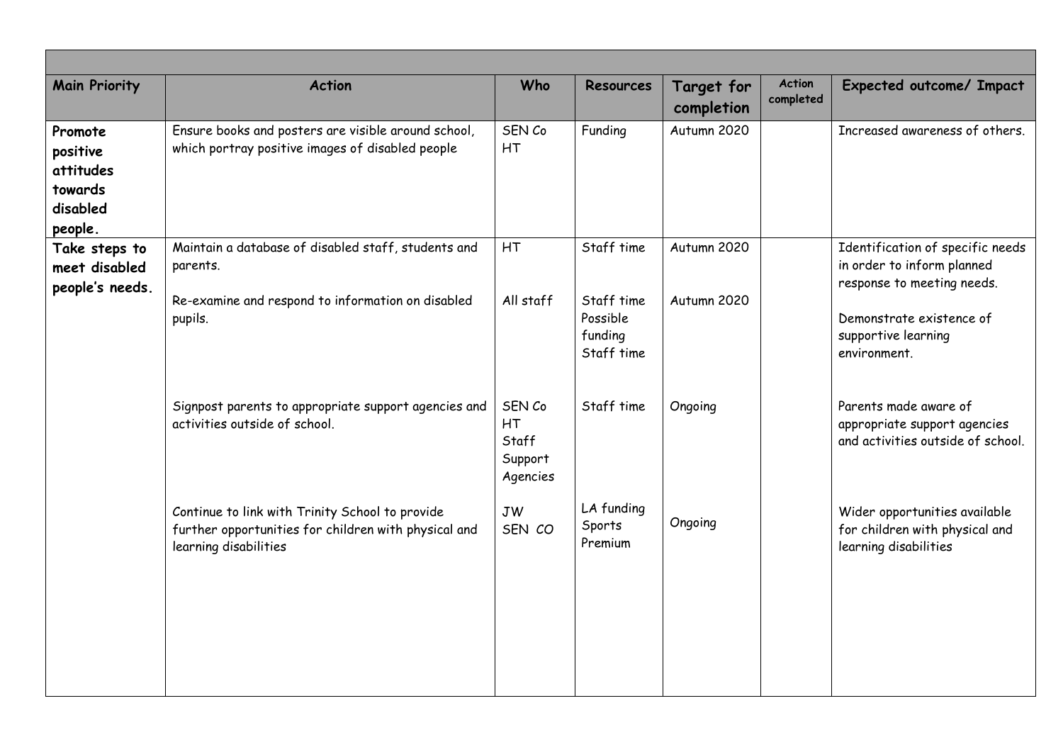| Main Priority | Action | Who | Resources | Target for completion | Action completed | Expected outcome/ Impact |
|---|---|---|---|---|---|---|
| **Promote positive attitudes towards disabled people.** | Ensure books and posters are visible around school, which portray positive images of disabled people | SEN Co<br>HT | Funding | Autumn 2020 | | Increased awareness of others. |
| **Take steps to meet disabled people's needs.** | Maintain a database of disabled staff, students and parents. | HT | Staff time | Autumn 2020 | | Identification of specific needs in order to inform planned response to meeting needs. |
| | Re-examine and respond to information on disabled pupils. | All staff | Staff time<br>Possible funding<br>Staff time | Autumn 2020 | | Demonstrate existence of supportive learning environment. |
| | Signpost parents to appropriate support agencies and activities outside of school. | SEN Co<br>HT<br>Staff<br>Support Agencies | Staff time | Ongoing | | Parents made aware of appropriate support agencies and activities outside of school. |
| | Continue to link with Trinity School to provide further opportunities for children with physical and learning disabilities | JW<br>SEN CO | LA funding<br>Sports Premium | Ongoing | | Wider opportunities available for children with physical and learning disabilities |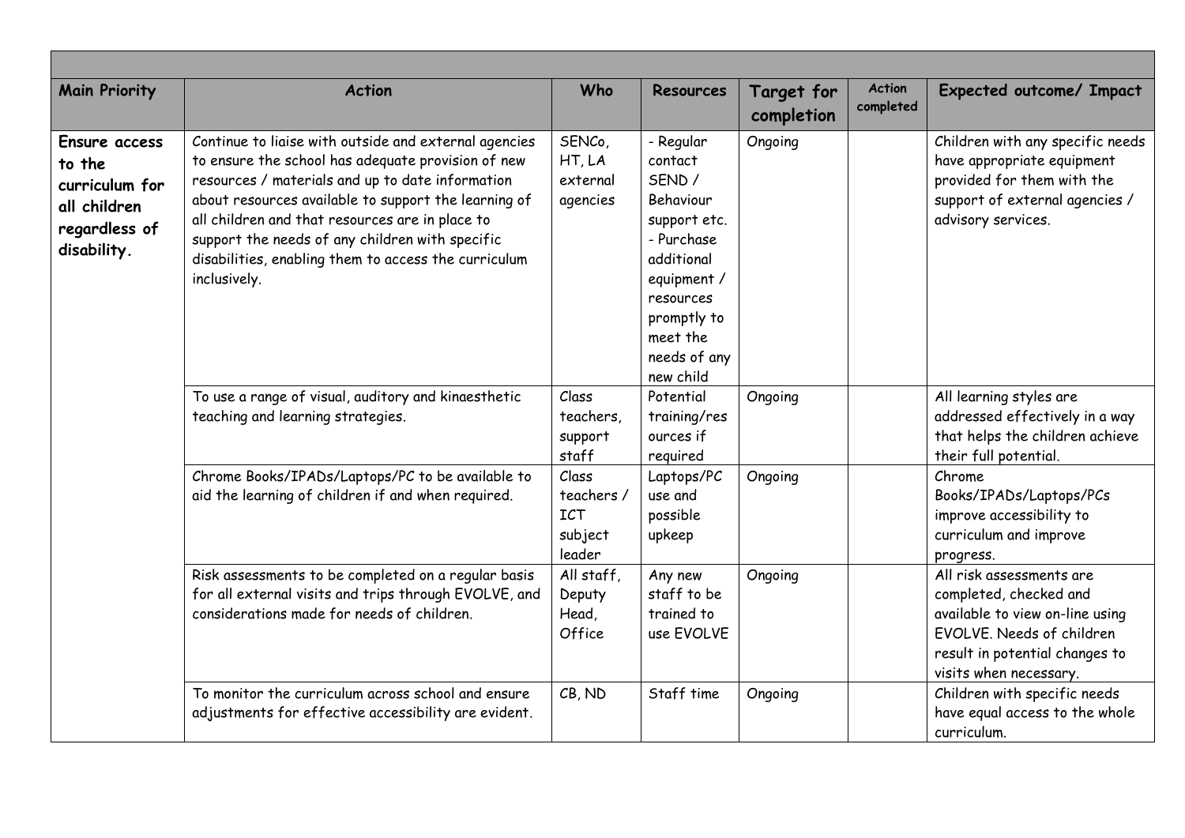| Main Priority | Action | Who | Resources | Target for completion | Action completed | Expected outcome/ Impact |
|---|---|---|---|---|---|---|
| **Ensure access to the curriculum for all children regardless of disability.** | Continue to liaise with outside and external agencies to ensure the school has adequate provision of new resources / materials and up to date information about resources available to support the learning of all children and that resources are in place to support the needs of any children with specific disabilities, enabling them to access the curriculum inclusively. | SENCo, HT, LA external agencies | - Regular contact SEND / Behaviour support etc. - Purchase additional equipment / resources promptly to meet the needs of any new child | Ongoing | | Children with any specific needs have appropriate equipment provided for them with the support of external agencies / advisory services. |
| | To use a range of visual, auditory and kinaesthetic teaching and learning strategies. | Class teachers, support staff | Potential training/resources if required | Ongoing | | All learning styles are addressed effectively in a way that helps the children achieve their full potential. |
| | Chrome Books/IPADs/Laptops/PC to be available to aid the learning of children if and when required. | Class teachers / ICT subject leader | Laptops/PC use and possible upkeep | Ongoing | | Chrome Books/IPADs/Laptops/PCs improve accessibility to curriculum and improve progress. |
| | Risk assessments to be completed on a regular basis for all external visits and trips through EVOLVE, and considerations made for needs of children. | All staff, Deputy Head, Office | Any new staff to be trained to use EVOLVE | Ongoing | | All risk assessments are completed, checked and available to view on-line using EVOLVE. Needs of children result in potential changes to visits when necessary. |
| | To monitor the curriculum across school and ensure adjustments for effective accessibility are evident. | CB, ND | Staff time | Ongoing | | Children with specific needs have equal access to the whole curriculum. |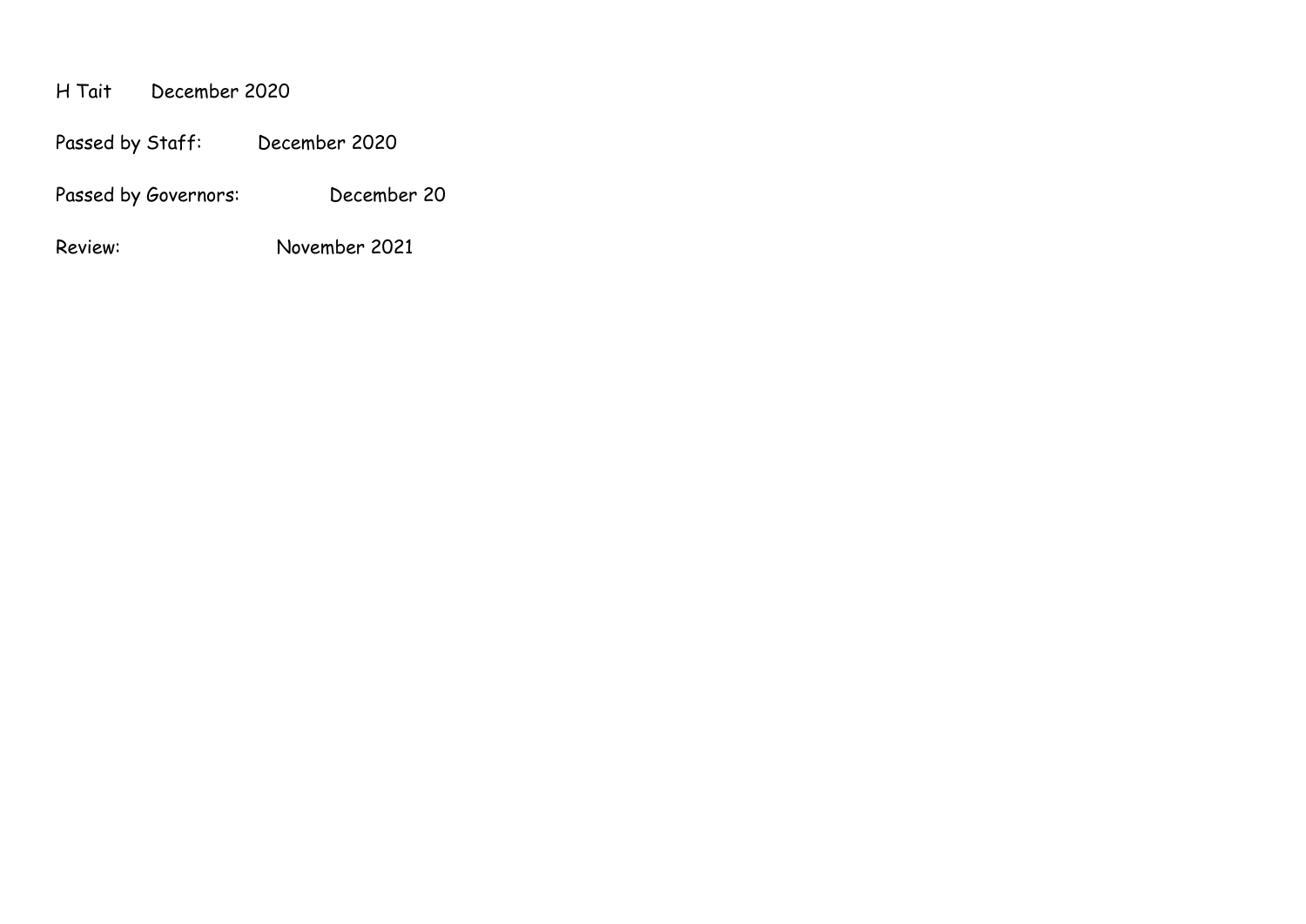H Tait December 2020

Passed by Staff: December 2020

Passed by Governors: December 20

Review: November 2021